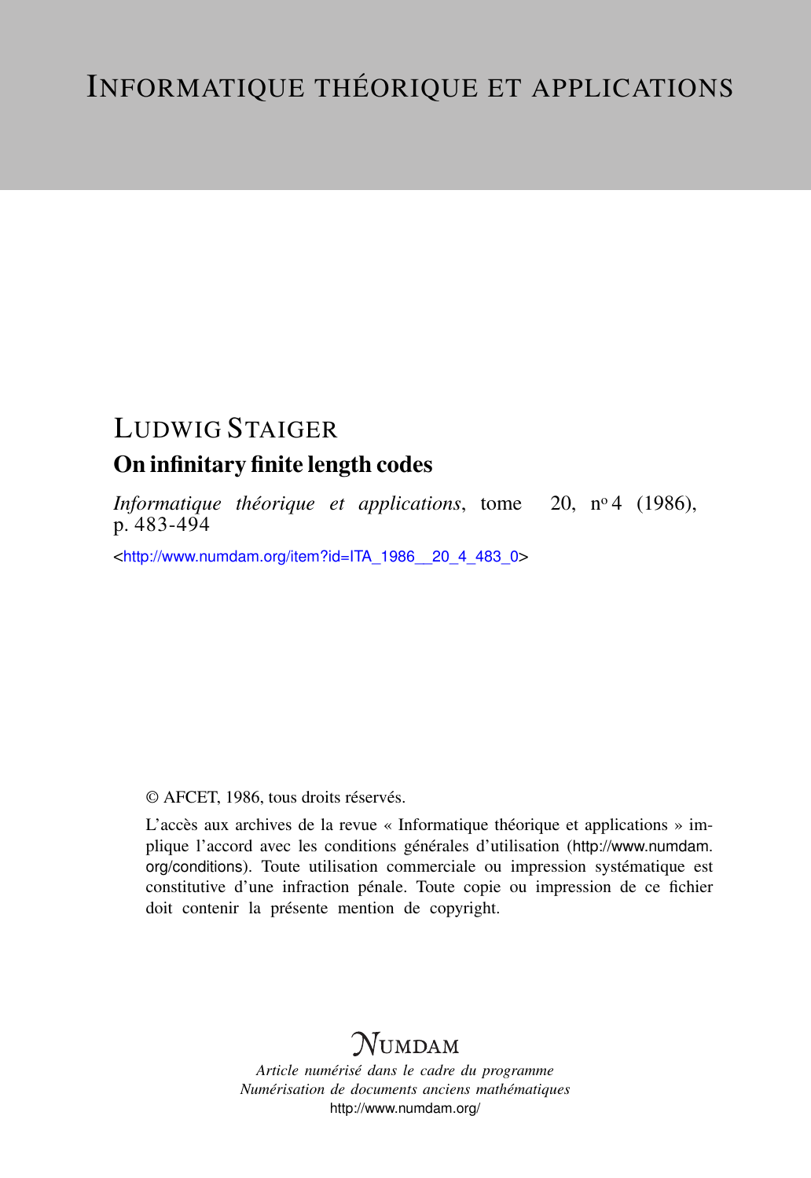# Informatique théorique et applications

## Ludwig Staiger

### On infinitary finite length codes

*Informatique théorique et applications*, tome 20, n° 4 (1986), p. 483-494

<http://www.numdam.org/item?id=ITA_1986__20_4_483_0>

© AFCET, 1986, tous droits réservés.

L'accès aux archives de la revue « Informatique théorique et applications » implique l'accord avec les conditions générales d'utilisation (http://www.numdam.org/conditions). Toute utilisation commerciale ou impression systématique est constitutive d'une infraction pénale. Toute copie ou impression de ce fichier doit contenir la présente mention de copyright.

Numdam

*Article numérisé dans le cadre du programme*
*Numérisation de documents anciens mathématiques*
http://www.numdam.org/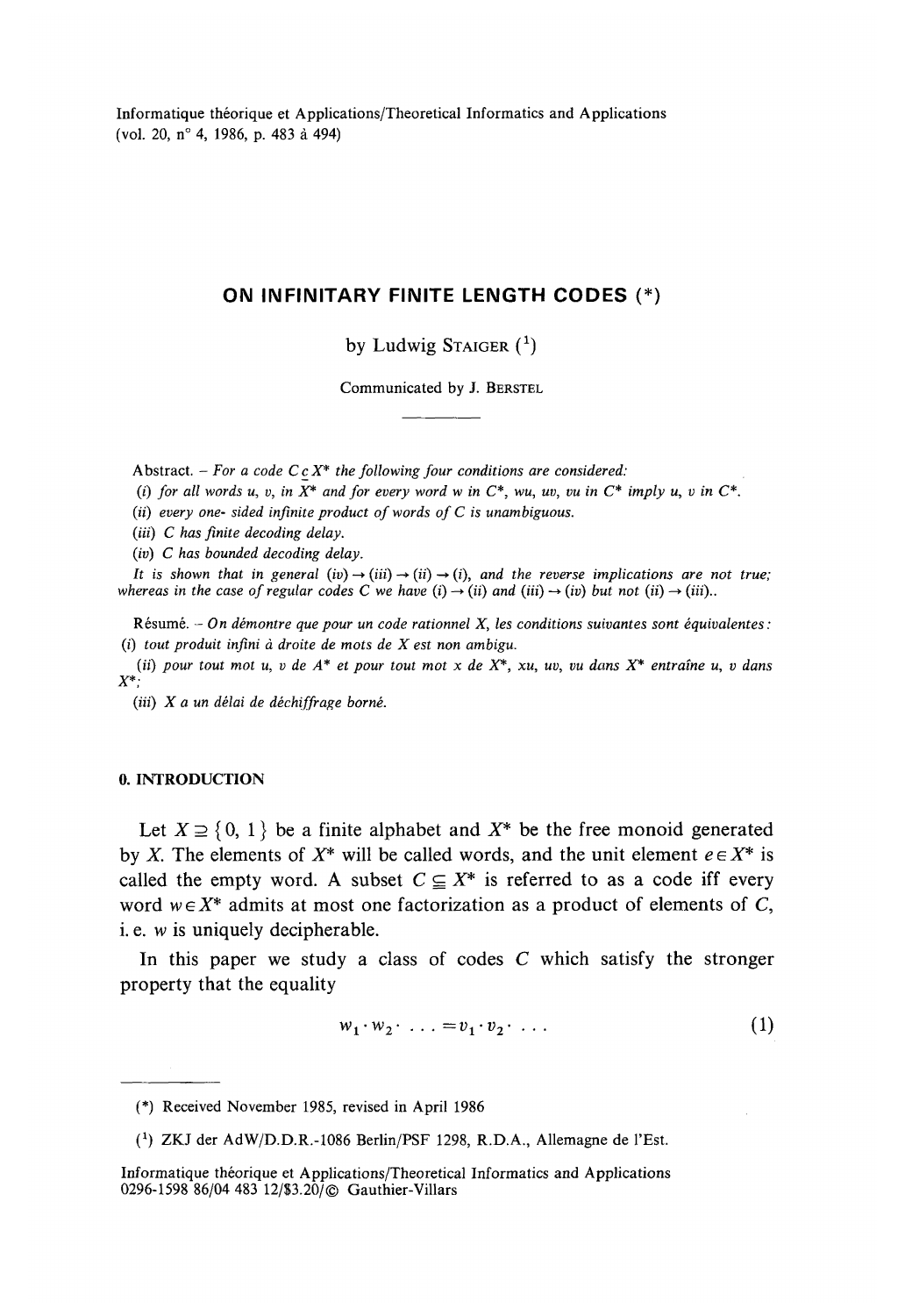Informatique théorique et Applications/Theoretical Informatics and Applications
(vol. 20, n° 4, 1986, p. 483 à 494)

# ON INFINITARY FINITE LENGTH CODES (*)

by Ludwig STAIGER [1]

Communicated by J. BERSTEL

---

Abstract. – *For a code $C \subseteq X^*$ the following four conditions are considered:*
*(i) for all words u, v, in $X^*$ and for every word w in $C^*$, wu, uv, vu in $C^*$ imply u, v in $C^*$.*
*(ii) every one- sided infinite product of words of C is unambiguous.*
*(iii) C has finite decoding delay.*
*(iv) C has bounded decoding delay.*
*It is shown that in general (iv) → (iii) → (ii) → (i), and the reverse implications are not true; whereas in the case of regular codes C we have (i) → (ii) and (iii) → (iv) but not (ii) → (iii)..*

Résumé. – *On démontre que pour un code rationnel X, les conditions suivantes sont équivalentes :*
*(i) tout produit infini à droite de mots de X est non ambigu.*
*(ii) pour tout mot u, v de $A^*$ et pour tout mot x de $X^*$, xu, uv, vu dans $X^*$ entraîne u, v dans $X^*$;*
*(iii) X a un délai de déchiffrage borné.*

## 0. INTRODUCTION

Let $X \supseteq \{0, 1\}$ be a finite alphabet and $X^*$ be the free monoid generated by $X$. The elements of $X^*$ will be called words, and the unit element $e \in X^*$ is called the empty word. A subset $C \subseteq X^*$ is referred to as a code iff every word $w \in X^*$ admits at most one factorization as a product of elements of $C$, i. e. $w$ is uniquely decipherable.

In this paper we study a class of codes $C$ which satisfy the stronger property that the equality

$$w_1 \cdot w_2 \cdot \ldots = v_1 \cdot v_2 \cdot \ldots \tag{1}$$

---

(*) Received November 1985, revised in April 1986

[1] ZKJ der AdW/D.D.R.-1086 Berlin/PSF 1298, R.D.A., Allemagne de l'Est.

Informatique théorique et Applications/Theoretical Informatics and Applications
0296-1598 86/04 483 12/$3.20/© Gauthier-Villars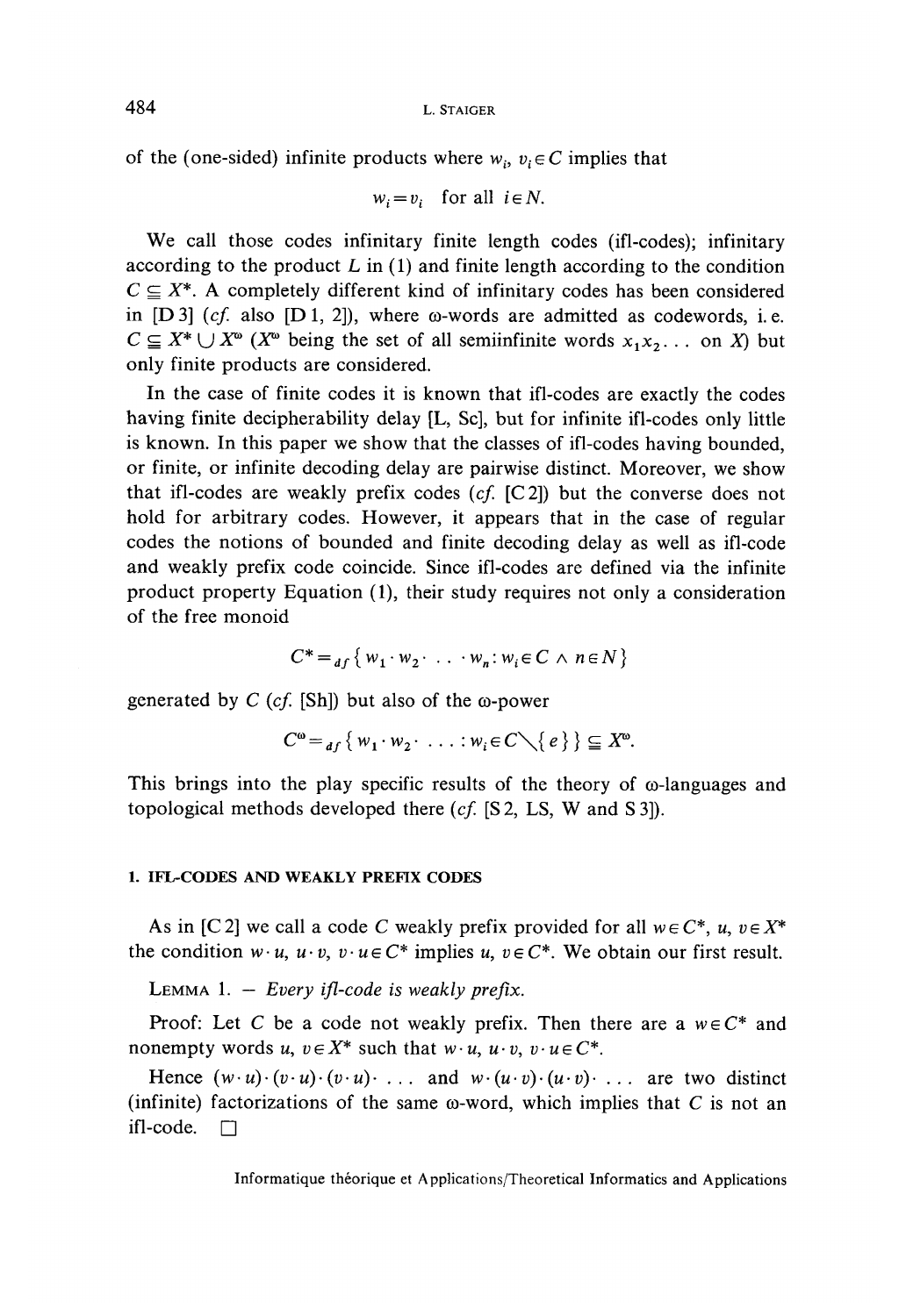of the (one-sided) infinite products where $w_i$, $v_i \in C$ implies that

$$w_i = v_i \quad \text{for all } i \in N.$$

We call those codes infinitary finite length codes (ifl-codes); infinitary according to the product $L$ in (1) and finite length according to the condition $C \subseteq X^*$. A completely different kind of infinitary codes has been considered in [D 3] (*cf.* also [D 1, 2]), where ω-words are admitted as codewords, i. e. $C \subseteq X^* \cup X^\omega$ ($X^\omega$ being the set of all semiinfinite words $x_1 x_2 \ldots$ on $X$) but only finite products are considered.

In the case of finite codes it is known that ifl-codes are exactly the codes having finite decipherability delay [L, Sc], but for infinite ifl-codes only little is known. In this paper we show that the classes of ifl-codes having bounded, or finite, or infinite decoding delay are pairwise distinct. Moreover, we show that ifl-codes are weakly prefix codes (*cf.* [C 2]) but the converse does not hold for arbitrary codes. However, it appears that in the case of regular codes the notions of bounded and finite decoding delay as well as ifl-code and weakly prefix code coincide. Since ifl-codes are defined via the infinite product property Equation (1), their study requires not only a consideration of the free monoid

$$C^* =_{df} \{ w_1 \cdot w_2 \cdot \ldots \cdot w_n : w_i \in C \wedge n \in N \}$$

generated by $C$ (*cf.* [Sh]) but also of the ω-power

$$C^\omega =_{df} \{ w_1 \cdot w_2 \cdot \ldots : w_i \in C \setminus \{ e \} \} \subseteq X^\omega.$$

This brings into the play specific results of the theory of ω-languages and topological methods developed there (*cf.* [S 2, LS, W and S 3]).

## 1. IFL-CODES AND WEAKLY PREFIX CODES

As in [C 2] we call a code $C$ weakly prefix provided for all $w \in C^*$, $u$, $v \in X^*$ the condition $w \cdot u$, $u \cdot v$, $v \cdot u \in C^*$ implies $u$, $v \in C^*$. We obtain our first result.

LEMMA 1. — *Every ifl-code is weakly prefix.*

Proof: Let $C$ be a code not weakly prefix. Then there are a $w \in C^*$ and nonempty words $u$, $v \in X^*$ such that $w \cdot u$, $u \cdot v$, $v \cdot u \in C^*$.

Hence $(w \cdot u) \cdot (v \cdot u) \cdot (v \cdot u) \cdot \ldots$ and $w \cdot (u \cdot v) \cdot (u \cdot v) \cdot \ldots$ are two distinct (infinite) factorizations of the same ω-word, which implies that $C$ is not an ifl-code. □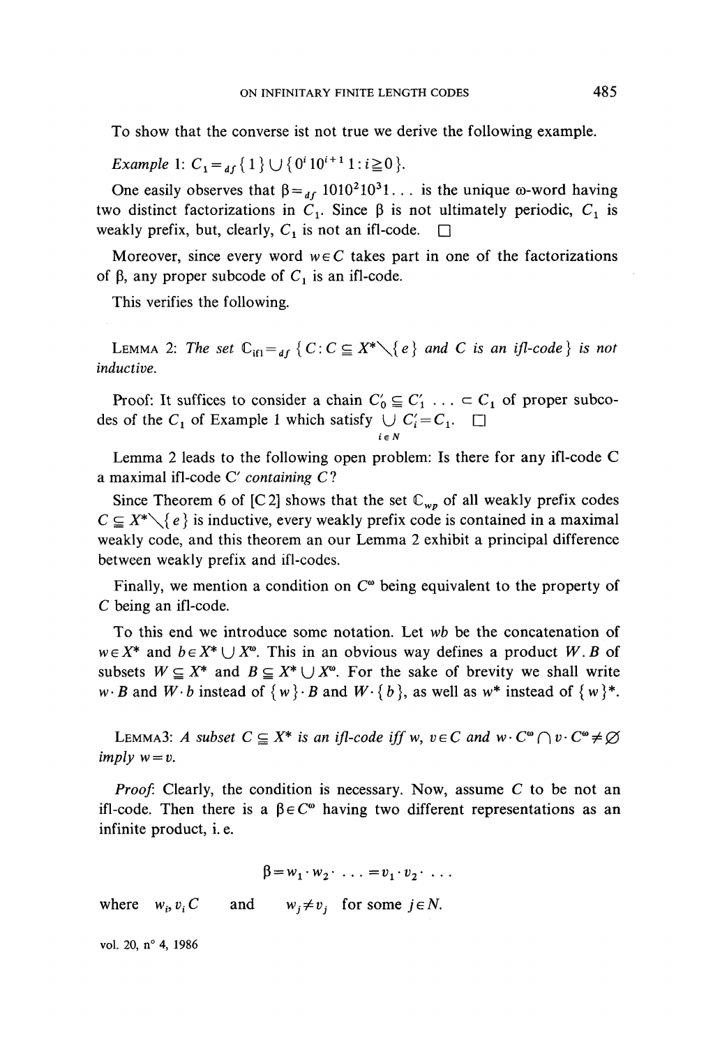To show that the converse ist not true we derive the following example.

*Example* 1: $C_1 =_{df} \{1\} \cup \{0^i 1 0^{i+1} 1 : i \geqq 0\}$.

One easily observes that $\beta =_{df} 1010^2 10^3 1 \ldots$ is the unique $\omega$-word having two distinct factorizations in $C_1$. Since $\beta$ is not ultimately periodic, $C_1$ is weakly prefix, but, clearly, $C_1$ is not an ifl-code. $\square$

Moreover, since every word $w \in C$ takes part in one of the factorizations of $\beta$, any proper subcode of $C_1$ is an ifl-code.

This verifies the following.

LEMMA 2: *The set* $\mathbb{C}_{\mathrm{ifl}} =_{df} \{C : C \subseteqq X^* \setminus \{e\}$ *and* $C$ *is an ifl-code*$\}$ *is not inductive.*

Proof: It suffices to consider a chain $C'_0 \subseteqq C'_1 \ldots \subset C_1$ of proper subcodes of the $C_1$ of Example 1 which satisfy $\bigcup_{i \in N} C'_i = C_1$. $\square$

Lemma 2 leads to the following open problem: Is there for any ifl-code C a maximal ifl-code $C'$ *containing* $C$?

Since Theorem 6 of [C 2] shows that the set $\mathbb{C}_{wp}$ of all weakly prefix codes $C \subseteqq X^* \setminus \{e\}$ is inductive, every weakly prefix code is contained in a maximal weakly code, and this theorem an our Lemma 2 exhibit a principal difference between weakly prefix and ifl-codes.

Finally, we mention a condition on $C^\omega$ being equivalent to the property of $C$ being an ifl-code.

To this end we introduce some notation. Let $wb$ be the concatenation of $w \in X^*$ and $b \in X^* \cup X^\omega$. This in an obvious way defines a product $W.B$ of subsets $W \subseteqq X^*$ and $B \subseteqq X^* \cup X^\omega$. For the sake of brevity we shall write $w \cdot B$ and $W \cdot b$ instead of $\{w\} \cdot B$ and $W \cdot \{b\}$, as well as $w^*$ instead of $\{w\}^*$.

LEMMA3: *A subset* $C \subseteqq X^*$ *is an ifl-code iff* $w, v \in C$ *and* $w \cdot C^\omega \cap v \cdot C^\omega \neq \varnothing$ *imply* $w = v$.

*Proof*: Clearly, the condition is necessary. Now, assume $C$ to be not an ifl-code. Then there is a $\beta \in C^\omega$ having two different representations as an infinite product, i. e.

$$\beta = w_1 \cdot w_2 \cdot \ldots = v_1 \cdot v_2 \cdot \ldots$$

where $w_i, v_i C$ and $w_j \neq v_j$ for some $j \in N$.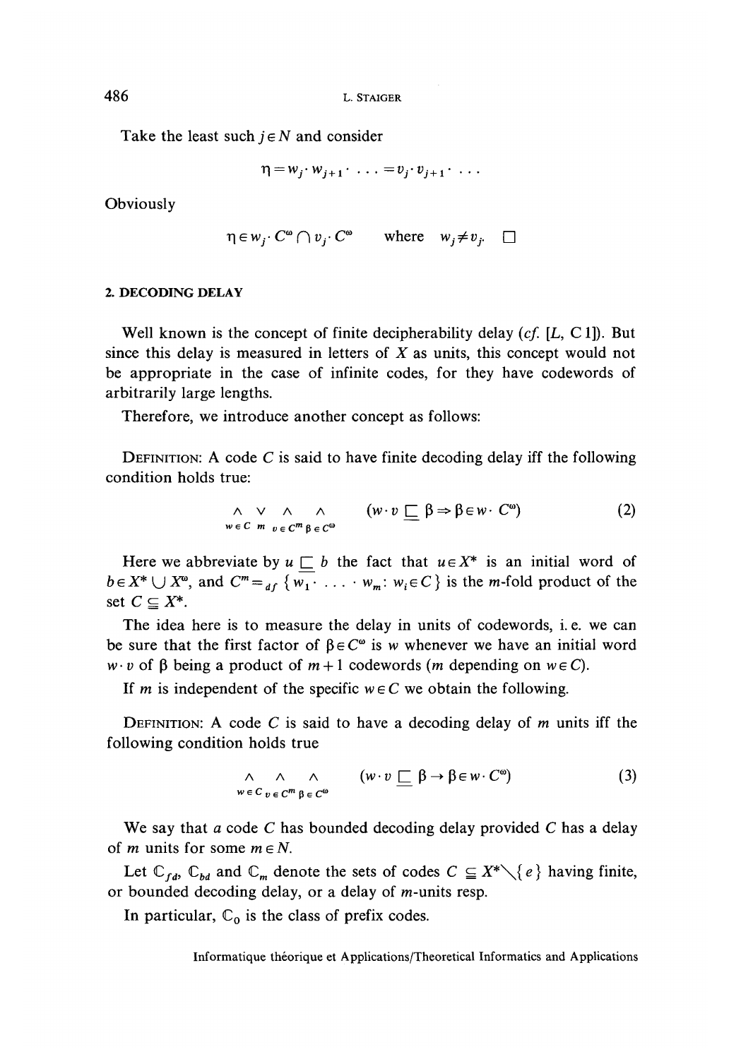Take the least such $j \in N$ and consider

$$\eta = w_j \cdot w_{j+1} \cdot \ldots = v_j \cdot v_{j+1} \cdot \ldots$$

Obviously

$$\eta \in w_j \cdot C^\omega \cap v_j \cdot C^\omega \quad \text{where} \quad w_j \neq v_j. \quad \square$$

## 2. DECODING DELAY

Well known is the concept of finite decipherability delay (*cf.* [*L*, C 1]). But since this delay is measured in letters of $X$ as units, this concept would not be appropriate in the case of infinite codes, for they have codewords of arbitrarily large lengths.

Therefore, we introduce another concept as follows:

DEFINITION: A code $C$ is said to have finite decoding delay iff the following condition holds true:

$$\bigwedge_{w \in C} \bigvee_{m} \bigwedge_{v \in C^m} \bigwedge_{\beta \in C^\omega} (w \cdot v \sqsubseteq \beta \Rightarrow \beta \in w \cdot C^\omega) \tag{2}$$

Here we abbreviate by $u \sqsubseteq b$ the fact that $u \in X^*$ is an initial word of $b \in X^* \cup X^\omega$, and $C^m =_{df} \{ w_1 \cdot \ldots \cdot w_m : w_i \in C \}$ is the $m$-fold product of the set $C \subseteq X^*$.

The idea here is to measure the delay in units of codewords, i. e. we can be sure that the first factor of $\beta \in C^\omega$ is $w$ whenever we have an initial word $w \cdot v$ of $\beta$ being a product of $m+1$ codewords ($m$ depending on $w \in C$).

If $m$ is independent of the specific $w \in C$ we obtain the following.

DEFINITION: A code $C$ is said to have a decoding delay of $m$ units iff the following condition holds true

$$\bigwedge_{w \in C} \bigwedge_{v \in C^m} \bigwedge_{\beta \in C^\omega} (w \cdot v \sqsubseteq \beta \rightarrow \beta \in w \cdot C^\omega) \tag{3}$$

We say that *a* code $C$ has bounded decoding delay provided $C$ has a delay of $m$ units for some $m \in N$.

Let $\mathbb{C}_{fd}$, $\mathbb{C}_{bd}$ and $\mathbb{C}_m$ denote the sets of codes $C \subseteq X^* \setminus \{e\}$ having finite, or bounded decoding delay, or a delay of $m$-units resp.

In particular, $\mathbb{C}_0$ is the class of prefix codes.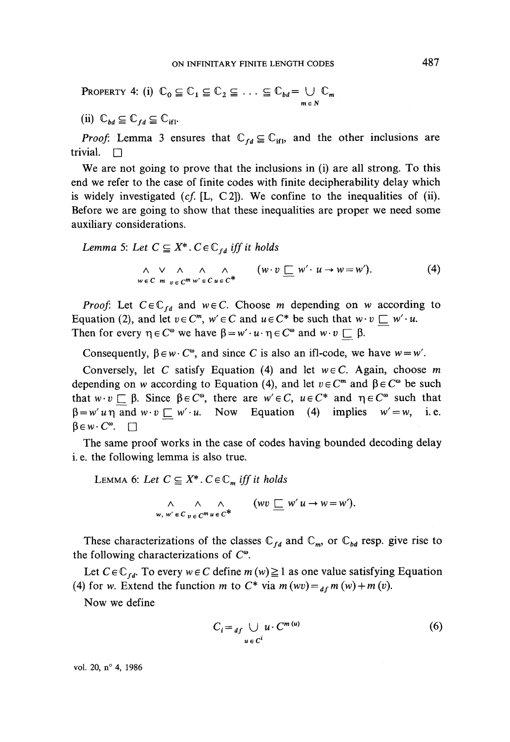**Property 4:** (i) $\mathbb{C}_0 \subseteq \mathbb{C}_1 \subseteq \mathbb{C}_2 \subseteq \ldots \subseteq \mathbb{C}_{bd} = \bigcup_{m \in N} \mathbb{C}_m$

(ii) $\mathbb{C}_{bd} \subseteq \mathbb{C}_{fd} \subseteq \mathbb{C}_{\text{ifl}}$.

*Proof*: Lemma 3 ensures that $\mathbb{C}_{fd} \subseteq \mathbb{C}_{\text{ifl}}$, and the other inclusions are trivial. □

We are not going to prove that the inclusions in (i) are all strong. To this end we refer to the case of finite codes with finite decipherability delay which is widely investigated (*cf.* [L, C 2]). We confine to the inequalities of (ii). Before we are going to show that these inequalities are proper we need some auxiliary considerations.

*Lemma* 5: *Let $C \subseteq X^*$. $C \in \mathbb{C}_{fd}$ iff it holds*

$$\bigwedge_{w \in C} \bigvee_{m} \bigwedge_{v \in C^m} \bigwedge_{w' \in C} \bigwedge_{u \in C^*} (w \cdot v \sqsubseteq w' \cdot u \rightarrow w = w'). \tag{4}$$

*Proof*: Let $C \in \mathbb{C}_{fd}$ and $w \in C$. Choose $m$ depending on $w$ according to Equation (2), and let $v \in C^m$, $w' \in C$ and $u \in C^*$ be such that $w \cdot v \sqsubseteq w' \cdot u$. Then for every $\eta \in C^\omega$ we have $\beta = w' \cdot u \cdot \eta \in C^\omega$ and $w \cdot v \sqsubseteq \beta$.

Consequently, $\beta \in w \cdot C^\omega$, and since $C$ is also an ifl-code, we have $w = w'$.

Conversely, let $C$ satisfy Equation (4) and let $w \in C$. Again, choose $m$ depending on $w$ according to Equation (4), and let $v \in C^m$ and $\beta \in C^\omega$ be such that $w \cdot v \sqsubseteq \beta$. Since $\beta \in C^\omega$, there are $w' \in C$, $u \in C^*$ and $\eta \in C^\omega$ such that $\beta = w' u \eta$ and $w \cdot v \sqsubseteq w' \cdot u$. Now Equation (4) implies $w' = w$, i.e. $\beta \in w \cdot C^\omega$. □

The same proof works in the case of codes having bounded decoding delay i.e. the following lemma is also true.

**Lemma 6:** *Let $C \subseteq X^*$. $C \in \mathbb{C}_m$ iff it holds*

$$\bigwedge_{w, w' \in C} \bigwedge_{v \in C^m} \bigwedge_{u \in C^*} (wv \sqsubseteq w' u \rightarrow w = w').$$

These characterizations of the classes $\mathbb{C}_{fd}$ and $\mathbb{C}_m$, or $\mathbb{C}_{bd}$ resp. give rise to the following characterizations of $C^\omega$.

Let $C \in \mathbb{C}_{fd}$. To every $w \in C$ define $m(w) \geq 1$ as one value satisfying Equation (4) for $w$. Extend the function $m$ to $C^*$ via $m(wv) =_{df} m(w) + m(v)$.

Now we define

$$C_i =_{df} \bigcup_{u \in C^i} u \cdot C^{m(u)} \tag{6}$$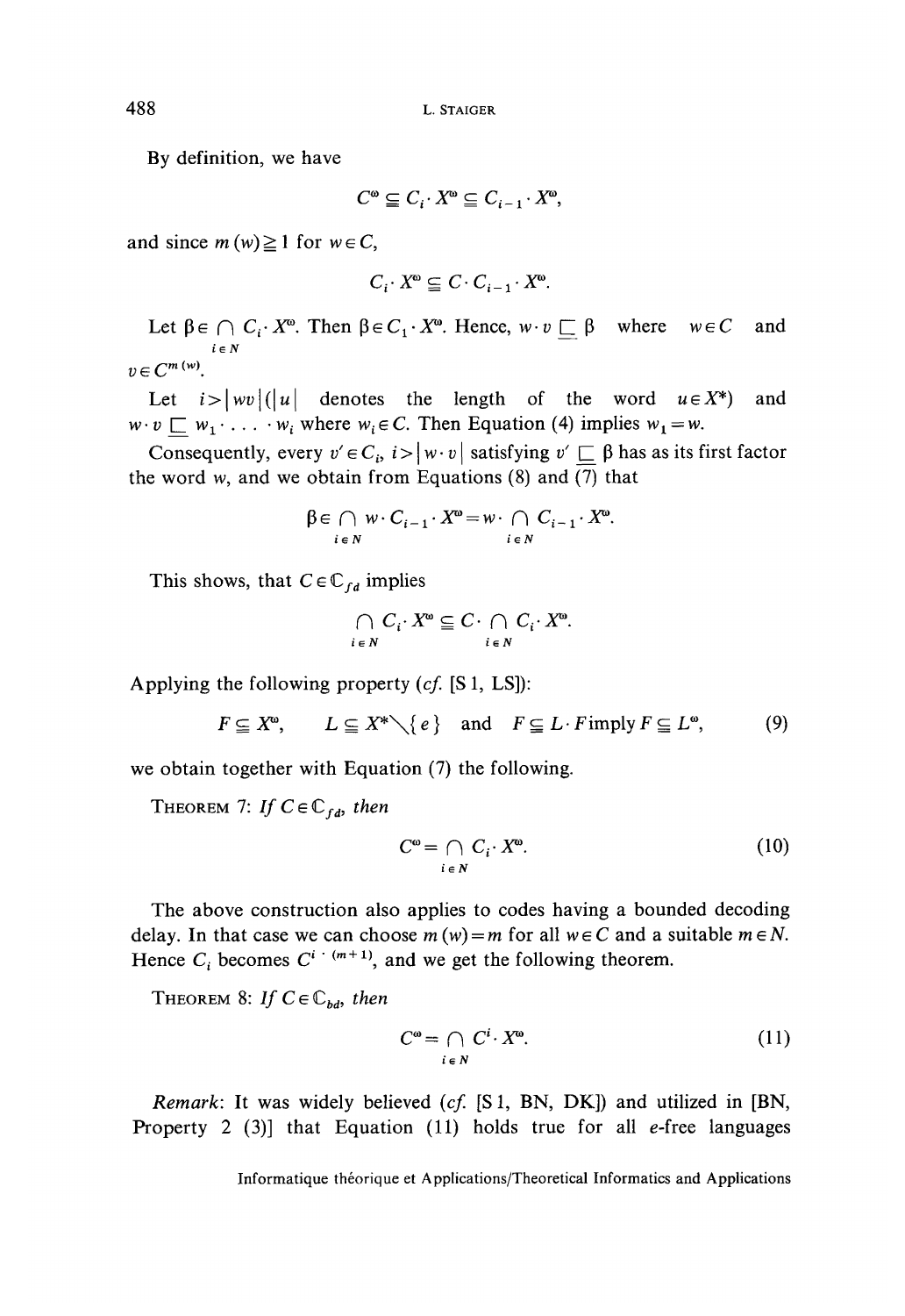By definition, we have

$$C^{\omega} \subseteq C_i \cdot X^{\omega} \subseteq C_{i-1} \cdot X^{\omega},$$

and since $m(w) \geq 1$ for $w \in C$,

$$C_i \cdot X^{\omega} \subseteq C \cdot C_{i-1} \cdot X^{\omega}.$$

Let $\beta \in \bigcap_{i \in N} C_i \cdot X^{\omega}$. Then $\beta \in C_1 \cdot X^{\omega}$. Hence, $w \cdot v \sqsubseteq \beta$ where $w \in C$ and $v \in C^{m(w)}$.

Let $i > |wv|$ ($|u|$ denotes the length of the word $u \in X^*$) and $w \cdot v \sqsubseteq w_1 \cdot \ldots \cdot w_i$ where $w_i \in C$. Then Equation (4) implies $w_1 = w$.

Consequently, every $v' \in C_i$, $i > |w \cdot v|$ satisfying $v' \sqsubseteq \beta$ has as its first factor the word $w$, and we obtain from Equations (8) and (7) that

$$\beta \in \bigcap_{i \in N} w \cdot C_{i-1} \cdot X^{\omega} = w \cdot \bigcap_{i \in N} C_{i-1} \cdot X^{\omega}.$$

This shows, that $C \in \mathbb{C}_{fd}$ implies

$$\bigcap_{i \in N} C_i \cdot X^{\omega} \subseteq C \cdot \bigcap_{i \in N} C_i \cdot X^{\omega}.$$

Applying the following property (*cf.* [S 1, LS]):

$$F \subseteq X^{\omega}, \qquad L \subseteq X^* \setminus \{e\} \quad \text{and} \quad F \subseteq L \cdot F \text{ imply } F \subseteq L^{\omega}, \tag{9}$$

we obtain together with Equation (7) the following.

THEOREM 7: *If $C \in \mathbb{C}_{fd}$, then*

$$C^{\omega} = \bigcap_{i \in N} C_i \cdot X^{\omega}. \tag{10}$$

The above construction also applies to codes having a bounded decoding delay. In that case we can choose $m(w) = m$ for all $w \in C$ and a suitable $m \in N$. Hence $C_i$ becomes $C^{i \cdot (m+1)}$, and we get the following theorem.

THEOREM 8: *If $C \in \mathbb{C}_{bd}$, then*

$$C^{\omega} = \bigcap_{i \in N} C^i \cdot X^{\omega}. \tag{11}$$

*Remark*: It was widely believed (*cf.* [S 1, BN, DK]) and utilized in [BN, Property 2 (3)] that Equation (11) holds true for all $e$-free languages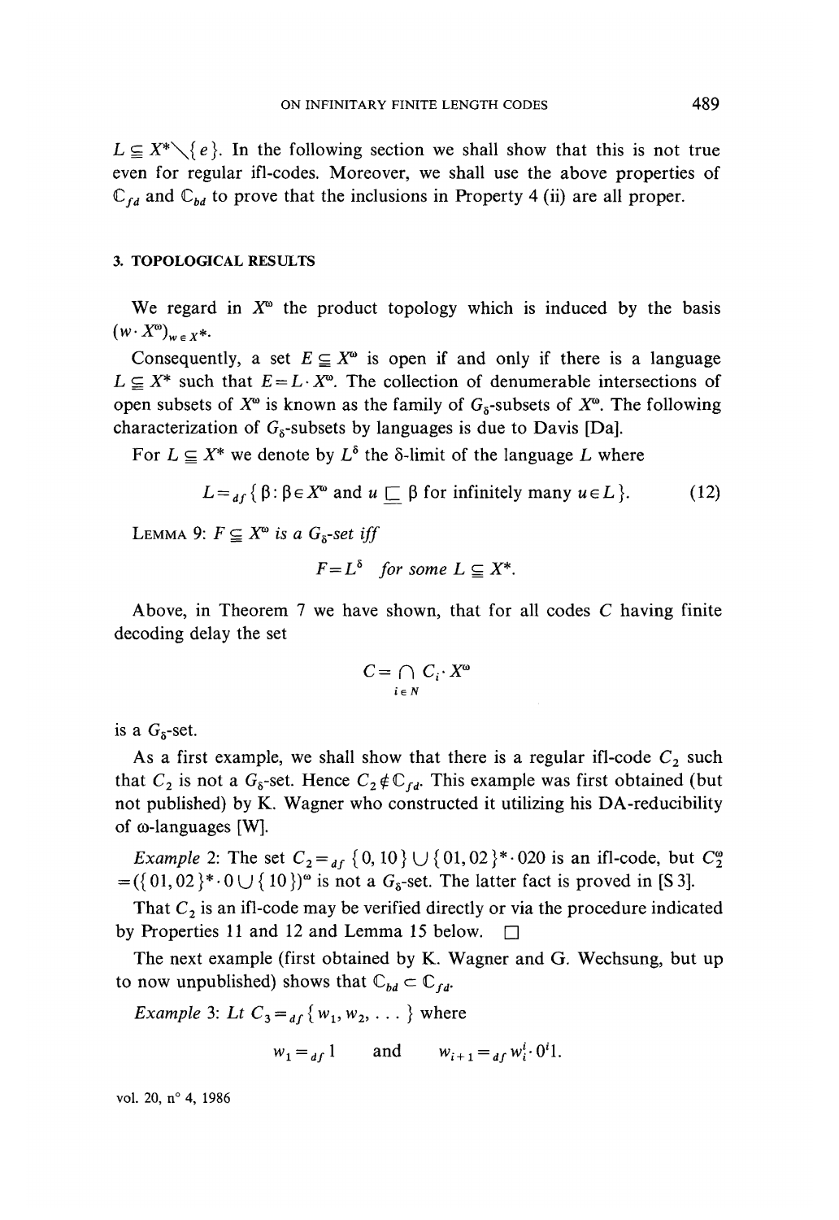$L \subseteq X^* \setminus \{e\}$. In the following section we shall show that this is not true even for regular ifl-codes. Moreover, we shall use the above properties of $\mathbb{C}_{fd}$ and $\mathbb{C}_{bd}$ to prove that the inclusions in Property 4 (ii) are all proper.

## 3. TOPOLOGICAL RESULTS

We regard in $X^\omega$ the product topology which is induced by the basis $(w \cdot X^\omega)_{w \in X^*}$.

Consequently, a set $E \subseteq X^\omega$ is open if and only if there is a language $L \subseteq X^*$ such that $E = L \cdot X^\omega$. The collection of denumerable intersections of open subsets of $X^\omega$ is known as the family of $G_\delta$-subsets of $X^\omega$. The following characterization of $G_\delta$-subsets by languages is due to Davis [Da].

For $L \subseteq X^*$ we denote by $L^\delta$ the $\delta$-limit of the language $L$ where

$$L =_{df} \{\beta : \beta \in X^\omega \text{ and } u \sqsubseteq \beta \text{ for infinitely many } u \in L\}. \tag{12}$$

LEMMA 9: *$F \subseteq X^\omega$ is a $G_\delta$-set iff*

$$F = L^\delta \quad \textit{for some } L \subseteq X^*.$$

Above, in Theorem 7 we have shown, that for all codes $C$ having finite decoding delay the set

$$C = \bigcap_{i \in N} C_i \cdot X^\omega$$

is a $G_\delta$-set.

As a first example, we shall show that there is a regular ifl-code $C_2$ such that $C_2$ is not a $G_\delta$-set. Hence $C_2 \notin \mathbb{C}_{fd}$. This example was first obtained (but not published) by K. Wagner who constructed it utilizing his DA-reducibility of $\omega$-languages [W].

*Example* 2: The set $C_2 =_{df} \{0, 10\} \cup \{01, 02\}^* \cdot 020$ is an ifl-code, but $C_2^\omega = (\{01, 02\}^* \cdot 0 \cup \{10\})^\omega$ is not a $G_\delta$-set. The latter fact is proved in [S 3].

That $C_2$ is an ifl-code may be verified directly or via the procedure indicated by Properties 11 and 12 and Lemma 15 below. $\square$

The next example (first obtained by K. Wagner and G. Wechsung, but up to now unpublished) shows that $\mathbb{C}_{bd} \subset \mathbb{C}_{fd}$.

*Example* 3: Lt $C_3 =_{df} \{w_1, w_2, \ldots\}$ where

$$w_1 =_{df} 1 \quad \text{and} \quad w_{i+1} =_{df} w_i^i \cdot 0^i 1.$$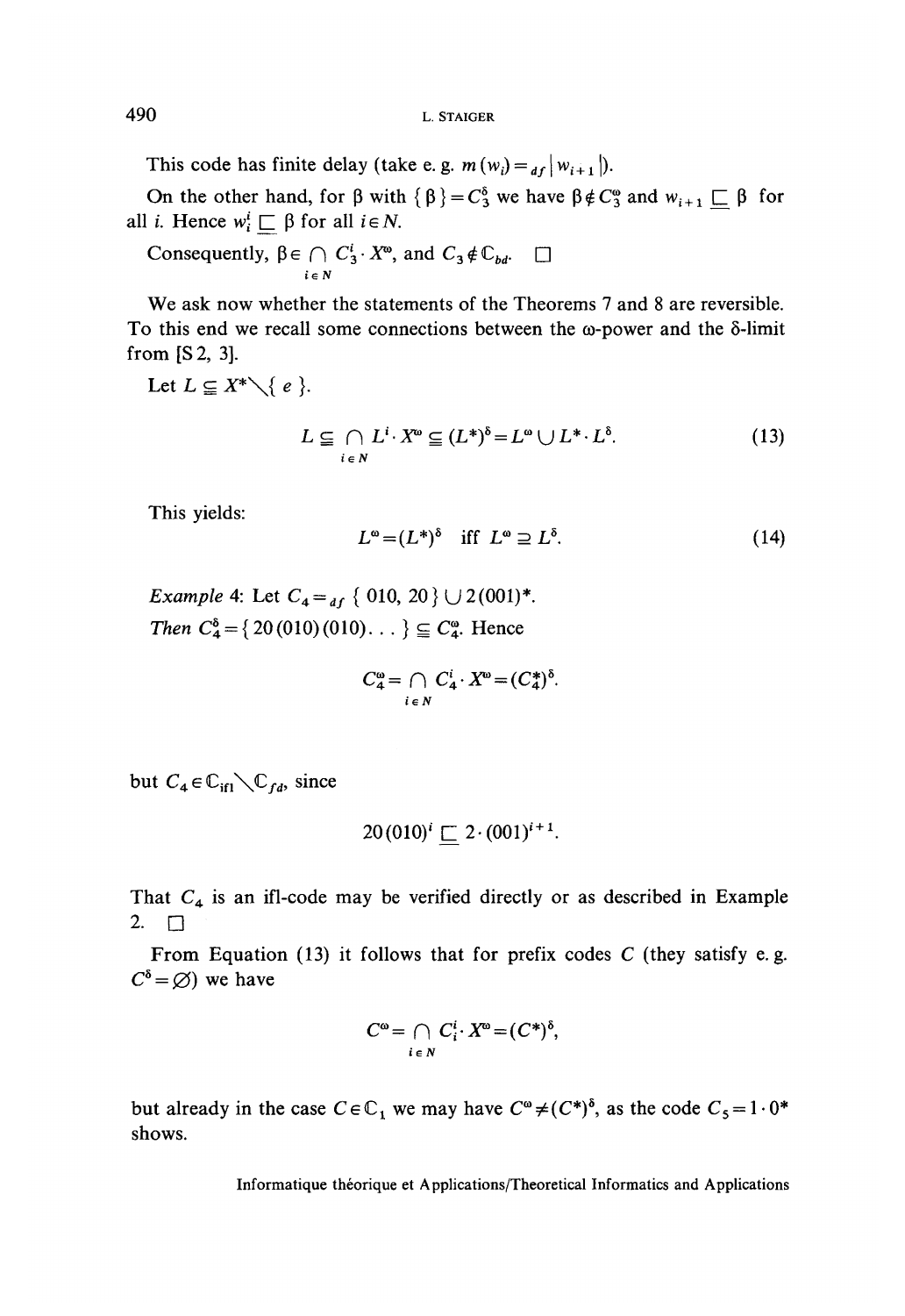This code has finite delay (take e. g. $m(w_i) =_{df} |w_{i+1}|$).

On the other hand, for $\beta$ with $\{\beta\} = C_3^\delta$ we have $\beta \notin C_3^\omega$ and $w_{i+1} \sqsubseteq \beta$ for all $i$. Hence $w_i^i \sqsubseteq \beta$ for all $i \in N$.

Consequently, $\beta \in \bigcap_{i \in N} C_3^i \cdot X^\omega$, and $C_3 \notin \mathbb{C}_{bd}$. $\square$

We ask now whether the statements of the Theorems 7 and 8 are reversible. To this end we recall some connections between the $\omega$-power and the $\delta$-limit from [S 2, 3].

Let $L \subseteq X^* \setminus \{e\}$.

$$L \subseteq \bigcap_{i \in N} L^i \cdot X^\omega \subseteq (L^*)^\delta = L^\omega \cup L^* \cdot L^\delta. \tag{13}$$

This yields:

$$L^\omega = (L^*)^\delta \quad \text{iff} \quad L^\omega \supseteq L^\delta. \tag{14}$$

*Example* 4: Let $C_4 =_{df} \{010, 20\} \cup 2(001)^*$.
*Then* $C_4^\delta = \{20(010)(010)\ldots\} \subseteq C_4^\omega$. Hence

$$C_4^\omega = \bigcap_{i \in N} C_4^i \cdot X^\omega = (C_4^*)^\delta.$$

but $C_4 \in \mathbb{C}_{\text{ifl}} \setminus \mathbb{C}_{fd}$, since

$$20(010)^i \sqsubseteq 2 \cdot (001)^{i+1}.$$

That $C_4$ is an ifl-code may be verified directly or as described in Example 2. $\square$

From Equation (13) it follows that for prefix codes $C$ (they satisfy e. g. $C^\delta = \varnothing$) we have

$$C^\omega = \bigcap_{i \in N} C_i^i \cdot X^\omega = (C^*)^\delta,$$

but already in the case $C \in \mathbb{C}_1$ we may have $C^\omega \neq (C^*)^\delta$, as the code $C_5 = 1 \cdot 0^*$ shows.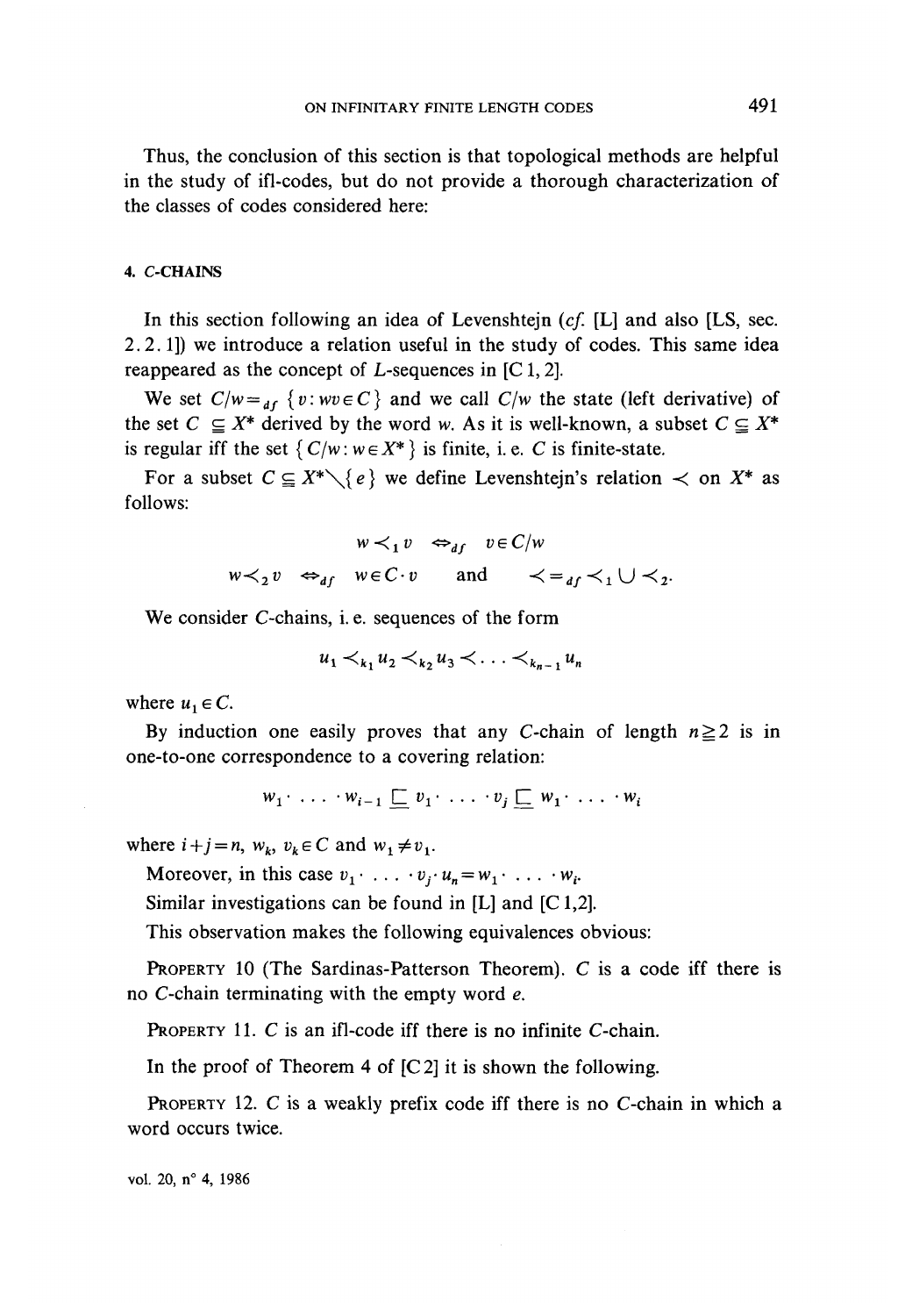Thus, the conclusion of this section is that topological methods are helpful in the study of ifl-codes, but do not provide a thorough characterization of the classes of codes considered here:

## 4. C-CHAINS

In this section following an idea of Levenshtejn (*cf.* [L] and also [LS, sec. 2.2.1]) we introduce a relation useful in the study of codes. This same idea reappeared as the concept of *L*-sequences in [C 1, 2].

We set $C/w =_{df} \{v : wv \in C\}$ and we call $C/w$ the state (left derivative) of the set $C \subseteq X^*$ derived by the word $w$. As it is well-known, a subset $C \subseteq X^*$ is regular iff the set $\{C/w : w \in X^*\}$ is finite, i. e. $C$ is finite-state.

For a subset $C \subseteq X^* \setminus \{e\}$ we define Levenshtejn's relation $\prec$ on $X^*$ as follows:

$$w \prec_1 v \iff_{df} v \in C/w$$

$$w \prec_2 v \iff_{df} w \in C \cdot v \quad \text{and} \quad \prec =_{df} \prec_1 \cup \prec_2.$$

We consider $C$-chains, i. e. sequences of the form

$$u_1 \prec_{k_1} u_2 \prec_{k_2} u_3 \prec \ldots \prec_{k_{n-1}} u_n$$

where $u_1 \in C$.

By induction one easily proves that any $C$-chain of length $n \geq 2$ is in one-to-one correspondence to a covering relation:

$$w_1 \cdot \ldots \cdot w_{i-1} \sqsubseteq v_1 \cdot \ldots \cdot v_j \sqsubseteq w_1 \cdot \ldots \cdot w_i$$

where $i + j = n$, $w_k$, $v_k \in C$ and $w_1 \neq v_1$.

Moreover, in this case $v_1 \cdot \ldots \cdot v_j \cdot u_n = w_1 \cdot \ldots \cdot w_i$.

Similar investigations can be found in [L] and [C 1,2].

This observation makes the following equivalences obvious:

PROPERTY 10 (The Sardinas-Patterson Theorem). *C is a code iff there is no C-chain terminating with the empty word e.*

PROPERTY 11. *C is an ifl-code iff there is no infinite C-chain.*

In the proof of Theorem 4 of [C 2] it is shown the following.

PROPERTY 12. *C is a weakly prefix code iff there is no C-chain in which a word occurs twice.*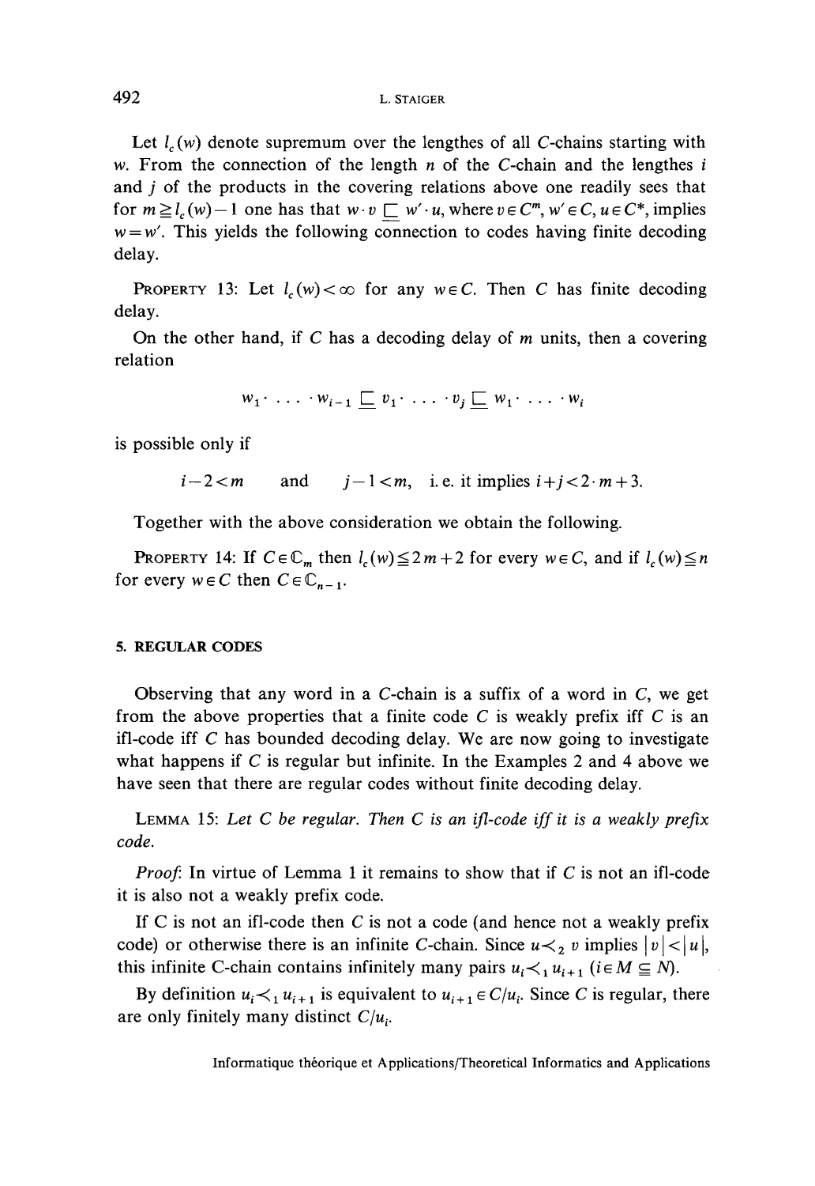Let $l_c(w)$ denote supremum over the lengthes of all $C$-chains starting with $w$. From the connection of the length $n$ of the $C$-chain and the lengthes $i$ and $j$ of the products in the covering relations above one readily sees that for $m \geqq l_c(w) - 1$ one has that $w \cdot v \sqsubseteq w' \cdot u$, where $v \in C^m$, $w' \in C$, $u \in C^*$, implies $w = w'$. This yields the following connection to codes having finite decoding delay.

PROPERTY 13: Let $l_c(w) < \infty$ for any $w \in C$. Then $C$ has finite decoding delay.

On the other hand, if $C$ has a decoding delay of $m$ units, then a covering relation

$$w_1 \cdot \ldots \cdot w_{i-1} \sqsubset v_1 \cdot \ldots \cdot v_j \sqsubset w_1 \cdot \ldots \cdot w_i$$

is possible only if

$$i - 2 < m \quad \text{and} \quad j - 1 < m, \quad \text{i. e. it implies } i + j < 2 \cdot m + 3.$$

Together with the above consideration we obtain the following.

PROPERTY 14: If $C \in \mathbb{C}_m$ then $l_c(w) \leqq 2m + 2$ for every $w \in C$, and if $l_c(w) \leqq n$ for every $w \in C$ then $C \in \mathbb{C}_{n-1}$.

## 5. REGULAR CODES

Observing that any word in a $C$-chain is a suffix of a word in $C$, we get from the above properties that a finite code $C$ is weakly prefix iff $C$ is an ifl-code iff $C$ has bounded decoding delay. We are now going to investigate what happens if $C$ is regular but infinite. In the Examples 2 and 4 above we have seen that there are regular codes without finite decoding delay.

LEMMA 15: *Let $C$ be regular. Then $C$ is an ifl-code iff it is a weakly prefix code.*

*Proof*: In virtue of Lemma 1 it remains to show that if $C$ is not an ifl-code it is also not a weakly prefix code.

If C is not an ifl-code then $C$ is not a code (and hence not a weakly prefix code) or otherwise there is an infinite $C$-chain. Since $u \prec_2 v$ implies $|v| < |u|$, this infinite C-chain contains infinitely many pairs $u_i \prec_1 u_{i+1}$ $(i \in M \subseteq N)$.

By definition $u_i \prec_1 u_{i+1}$ is equivalent to $u_{i+1} \in C/u_i$. Since $C$ is regular, there are only finitely many distinct $C/u_i$.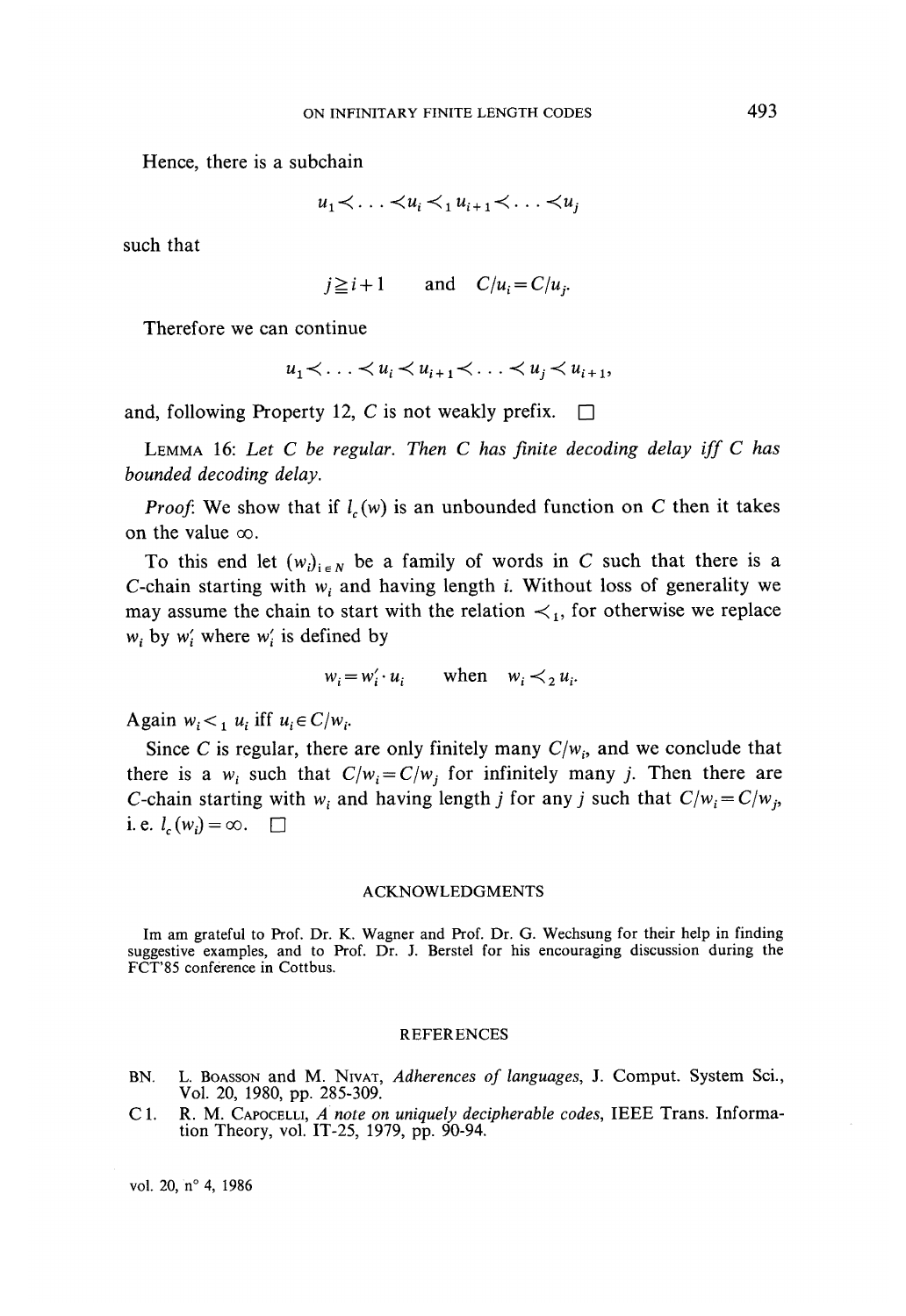Hence, there is a subchain

$$u_1 \prec \ldots \prec u_i \prec_1 u_{i+1} \prec \ldots \prec u_j$$

such that

$$j \geqq i+1 \qquad \text{and} \quad C/u_i = C/u_j.$$

Therefore we can continue

$$u_1 \prec \ldots \prec u_i \prec u_{i+1} \prec \ldots \prec u_j \prec u_{i+1},$$

and, following Property 12, $C$ is not weakly prefix. $\square$

LEMMA 16: *Let $C$ be regular. Then $C$ has finite decoding delay iff $C$ has bounded decoding delay.*

*Proof*: We show that if $l_c(w)$ is an unbounded function on $C$ then it takes on the value $\infty$.

To this end let $(w_i)_{i \in N}$ be a family of words in $C$ such that there is a $C$-chain starting with $w_i$ and having length $i$. Without loss of generality we may assume the chain to start with the relation $\prec_1$, for otherwise we replace $w_i$ by $w'_i$ where $w'_i$ is defined by

$$w_i = w'_i \cdot u_i \qquad \text{when} \quad w_i \prec_2 u_i.$$

Again $w_i \prec_1 u_i$ iff $u_i \in C/w_i$.

Since $C$ is regular, there are only finitely many $C/w_i$, and we conclude that there is a $w_i$ such that $C/w_i = C/w_j$ for infinitely many $j$. Then there are $C$-chain starting with $w_i$ and having length $j$ for any $j$ such that $C/w_i = C/w_j$, i. e. $l_c(w_i) = \infty$. $\square$

## ACKNOWLEDGMENTS

Im am grateful to Prof. Dr. K. Wagner and Prof. Dr. G. Wechsung for their help in finding suggestive examples, and to Prof. Dr. J. Berstel for his encouraging discussion during the FCT'85 conference in Cottbus.

## REFERENCES

BN. L. BOASSON and M. NIVAT, *Adherences of languages*, J. Comput. System Sci., Vol. 20, 1980, pp. 285-309.

C 1. R. M. CAPOCELLI, *A note on uniquely decipherable codes*, IEEE Trans. Information Theory, vol. IT-25, 1979, pp. 90-94.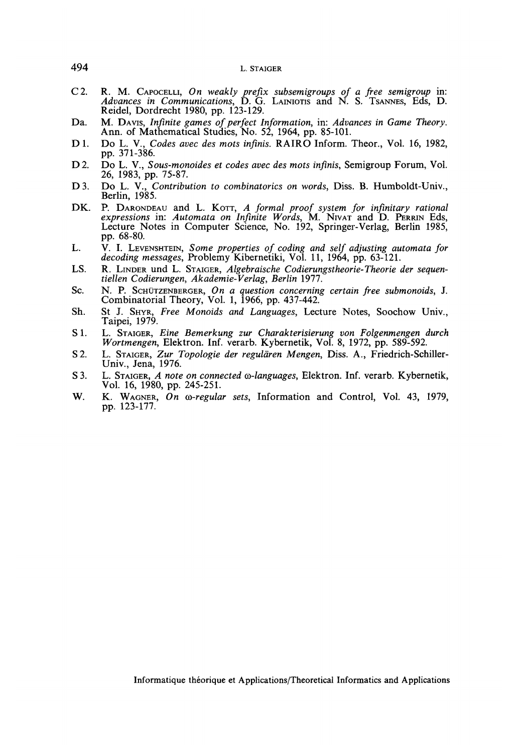C 2. R. M. Capocelli, *On weakly prefix subsemigroups of a free semigroup* in: *Advances in Communications*, D. G. Lainiotis and N. S. Tsannes, Eds, D. Reidel, Dordrecht 1980, pp. 123-129.

Da. M. Davis, *Infinite games of perfect Information*, in: *Advances in Game Theory*. Ann. of Mathematical Studies, No. 52, 1964, pp. 85-101.

D 1. Do L. V., *Codes avec des mots infinis*. RAIRO Inform. Theor., Vol. 16, 1982, pp. 371-386.

D 2. Do L. V., *Sous-monoides et codes avec des mots infinis*, Semigroup Forum, Vol. 26, 1983, pp. 75-87.

D 3. Do L. V., *Contribution to combinatorics on words*, Diss. B. Humboldt-Univ., Berlin, 1985.

DK. P. Darondeau and L. Kott, *A formal proof system for infinitary rational expressions* in: *Automata on Infinite Words*, M. Nivat and D. Perrin Eds, Lecture Notes in Computer Science, No. 192, Springer-Verlag, Berlin 1985, pp. 68-80.

L. V. I. Levenshtein, *Some properties of coding and self adjusting automata for decoding messages*, Problemy Kibernetiki, Vol. 11, 1964, pp. 63-121.

LS. R. Linder und L. Staiger, *Algebraische Codierungstheorie-Theorie der sequentiellen Codierungen, Akademie-Verlag, Berlin* 1977.

Sc. N. P. Schützenberger, *On a question concerning certain free submonoids*, J. Combinatorial Theory, Vol. 1, 1966, pp. 437-442.

Sh. St J. Shyr, *Free Monoids and Languages*, Lecture Notes, Soochow Univ., Taipei, 1979.

S 1. L. Staiger, *Eine Bemerkung zur Charakterisierung von Folgenmengen durch Wortmengen*, Elektron. Inf. verarb. Kybernetik, Vol. 8, 1972, pp. 589-592.

S 2. L. Staiger, *Zur Topologie der regulären Mengen*, Diss. A., Friedrich-Schiller-Univ., Jena, 1976.

S 3. L. Staiger, *A note on connected ω-languages*, Elektron. Inf. verarb. Kybernetik, Vol. 16, 1980, pp. 245-251.

W. K. Wagner, *On ω-regular sets*, Information and Control, Vol. 43, 1979, pp. 123-177.